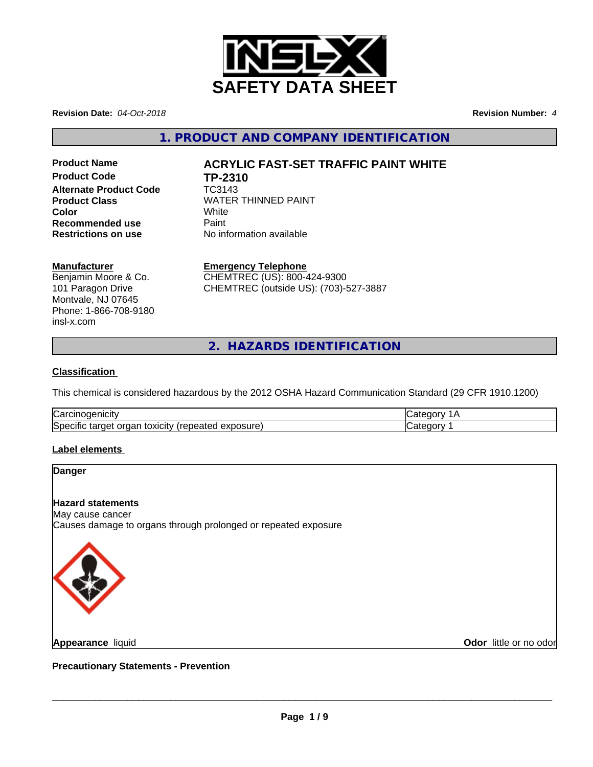# SAFETY DATA SHEET

**Revision Date:** *04-Oct-2018*

**Revision Number:** *4*

## 1. PRODUCT AND COMPANY IDENTIFICATION

**Product Name** **ACRYLIC FAST-SET TRAFFIC PAINT WHITE**
**Product Code** **TP-2310**
**Alternate Product Code** TC3143
**Product Class** WATER THINNED PAINT
**Color** White
**Recommended use** Paint
**Restrictions on use** No information available

**Manufacturer**
Benjamin Moore & Co.
101 Paragon Drive
Montvale, NJ 07645
Phone: 1-866-708-9180
insl-x.com

**Emergency Telephone**
CHEMTREC (US): 800-424-9300
CHEMTREC (outside US): (703)-527-3887

## 2. HAZARDS IDENTIFICATION

**Classification**

This chemical is considered hazardous by the 2012 OSHA Hazard Communication Standard (29 CFR 1910.1200)

| | |
|---|---|
| Carcinogenicity | Category 1A |
| Specific target organ toxicity (repeated exposure) | Category 1 |

**Label elements**

**Danger**

**Hazard statements**
May cause cancer
Causes damage to organs through prolonged or repeated exposure

**Appearance** liquid

**Odor** little or no odor

**Precautionary Statements - Prevention**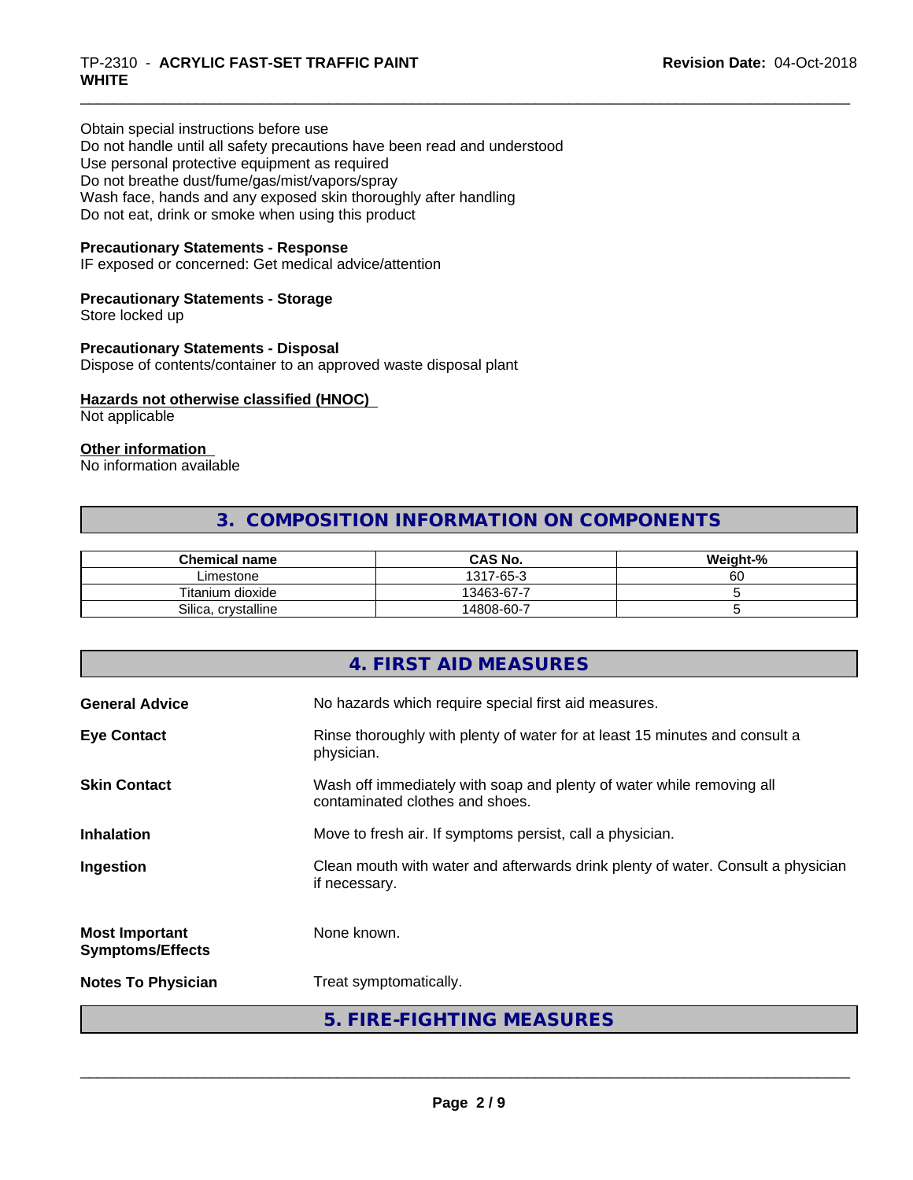Obtain special instructions before use
Do not handle until all safety precautions have been read and understood
Use personal protective equipment as required
Do not breathe dust/fume/gas/mist/vapors/spray
Wash face, hands and any exposed skin thoroughly after handling
Do not eat, drink or smoke when using this product

**Precautionary Statements - Response**
IF exposed or concerned: Get medical advice/attention

**Precautionary Statements - Storage**
Store locked up

**Precautionary Statements - Disposal**
Dispose of contents/container to an approved waste disposal plant

**Hazards not otherwise classified (HNOC)**
Not applicable

**Other information**
No information available

## 3. COMPOSITION INFORMATION ON COMPONENTS

| Chemical name | CAS No. | Weight-% |
|---|---|---|
| Limestone | 1317-65-3 | 60 |
| Titanium dioxide | 13463-67-7 | 5 |
| Silica, crystalline | 14808-60-7 | 5 |

## 4. FIRST AID MEASURES

**General Advice** No hazards which require special first aid measures.

**Eye Contact** Rinse thoroughly with plenty of water for at least 15 minutes and consult a physician.

**Skin Contact** Wash off immediately with soap and plenty of water while removing all contaminated clothes and shoes.

**Inhalation** Move to fresh air. If symptoms persist, call a physician.

**Ingestion** Clean mouth with water and afterwards drink plenty of water. Consult a physician if necessary.

**Most Important Symptoms/Effects** None known.

**Notes To Physician** Treat symptomatically.

## 5. FIRE-FIGHTING MEASURES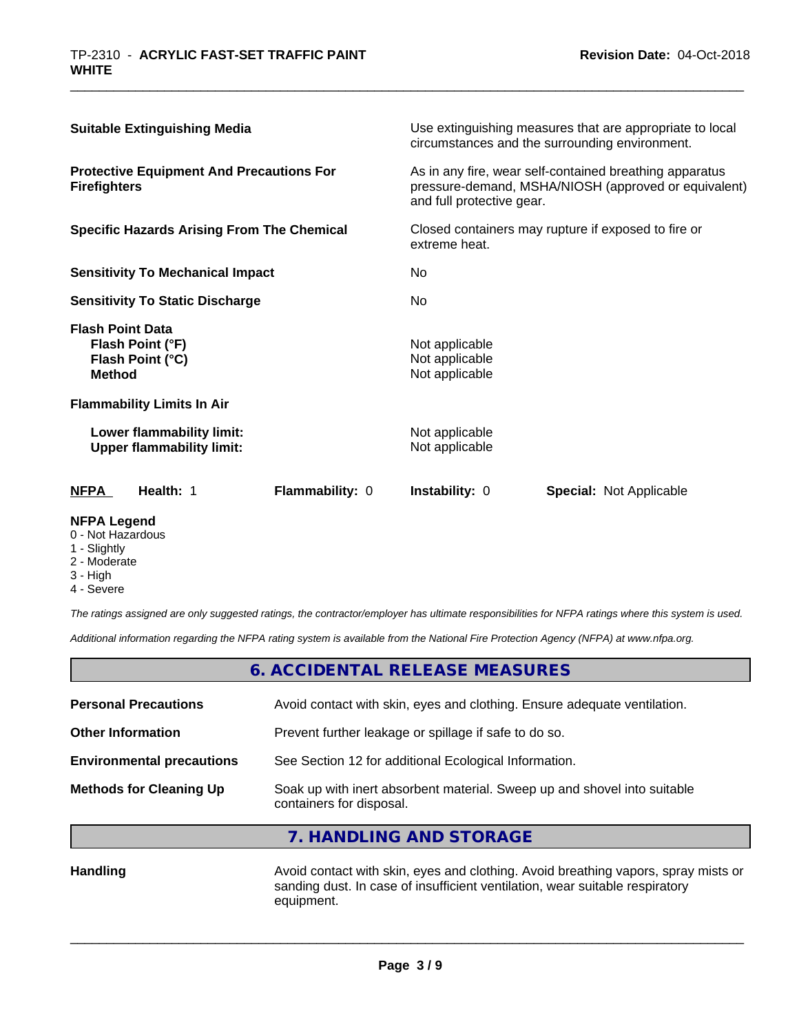| | |
|---|---|
| **Suitable Extinguishing Media** | Use extinguishing measures that are appropriate to local circumstances and the surrounding environment. |
| **Protective Equipment And Precautions For Firefighters** | As in any fire, wear self-contained breathing apparatus pressure-demand, MSHA/NIOSH (approved or equivalent) and full protective gear. |
| **Specific Hazards Arising From The Chemical** | Closed containers may rupture if exposed to fire or extreme heat. |
| **Sensitivity To Mechanical Impact** | No |
| **Sensitivity To Static Discharge** | No |

**Flash Point Data**

| | |
|---|---|
| **Flash Point (°F)** | Not applicable |
| **Flash Point (°C)** | Not applicable |
| **Method** | Not applicable |

**Flammability Limits In Air**

| | |
|---|---|
| **Lower flammability limit:** | Not applicable |
| **Upper flammability limit:** | Not applicable |

| **NFPA** | **Health:** 1 | **Flammability:** 0 | **Instability:** 0 | **Special:** Not Applicable |
|---|---|---|---|---|

**NFPA Legend**
- 0 - Not Hazardous
- 1 - Slightly
- 2 - Moderate
- 3 - High
- 4 - Severe

*The ratings assigned are only suggested ratings, the contractor/employer has ultimate responsibilities for NFPA ratings where this system is used.*

*Additional information regarding the NFPA rating system is available from the National Fire Protection Agency (NFPA) at www.nfpa.org.*

## 6. ACCIDENTAL RELEASE MEASURES

| | |
|---|---|
| **Personal Precautions** | Avoid contact with skin, eyes and clothing. Ensure adequate ventilation. |
| **Other Information** | Prevent further leakage or spillage if safe to do so. |
| **Environmental precautions** | See Section 12 for additional Ecological Information. |
| **Methods for Cleaning Up** | Soak up with inert absorbent material. Sweep up and shovel into suitable containers for disposal. |

## 7. HANDLING AND STORAGE

| | |
|---|---|
| **Handling** | Avoid contact with skin, eyes and clothing. Avoid breathing vapors, spray mists or sanding dust. In case of insufficient ventilation, wear suitable respiratory equipment. |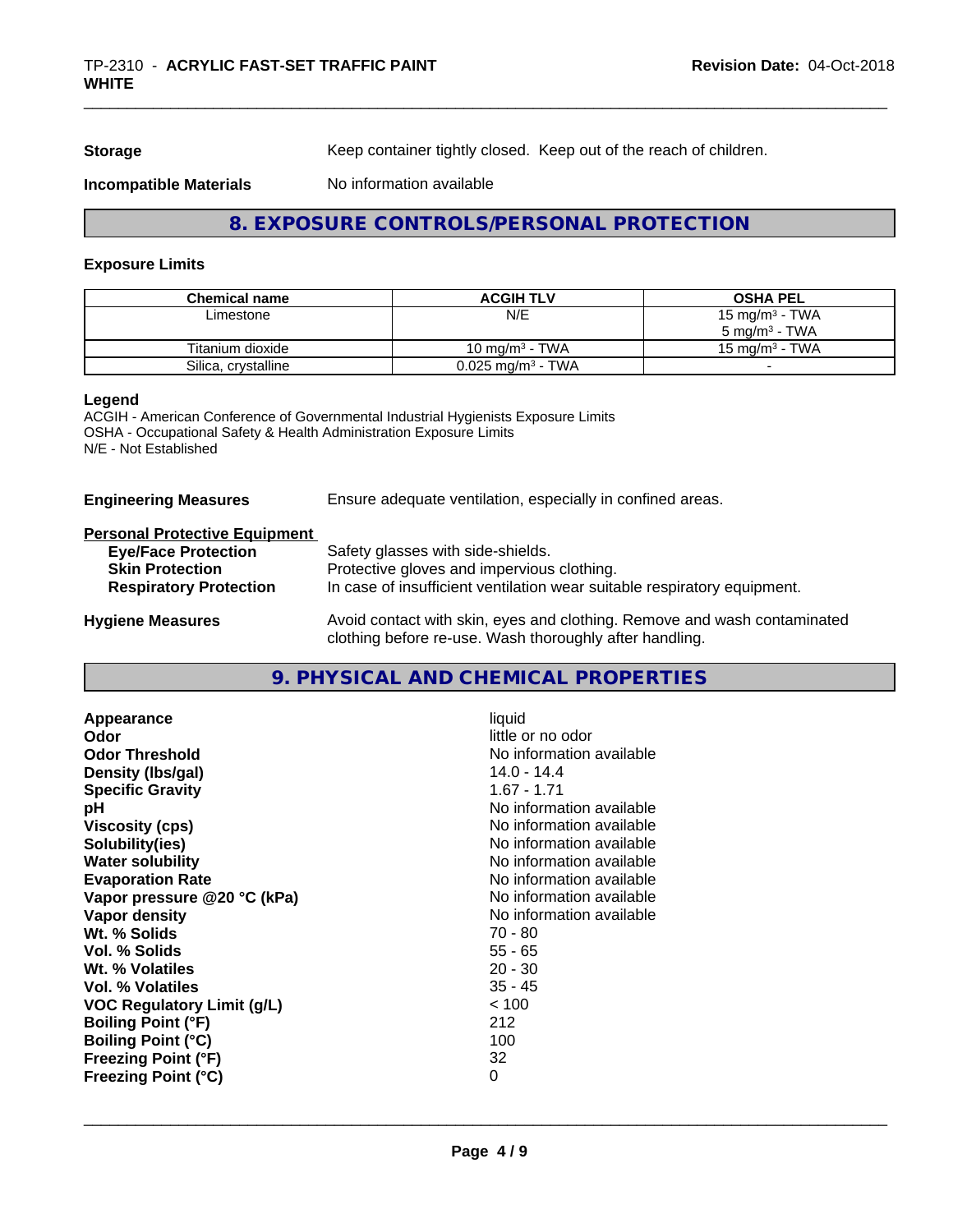**Storage** Keep container tightly closed. Keep out of the reach of children.

**Incompatible Materials** No information available

## 8. EXPOSURE CONTROLS/PERSONAL PROTECTION

### Exposure Limits

| Chemical name | ACGIH TLV | OSHA PEL |
|---|---|---|
| Limestone | N/E | 15 mg/m$^3$ - TWA<br>5 mg/m$^3$ - TWA |
| Titanium dioxide | 10 mg/m$^3$ - TWA | 15 mg/m$^3$ - TWA |
| Silica, crystalline | 0.025 mg/m$^3$ - TWA | - |

**Legend**
ACGIH - American Conference of Governmental Industrial Hygienists Exposure Limits
OSHA - Occupational Safety & Health Administration Exposure Limits
N/E - Not Established

**Engineering Measures** Ensure adequate ventilation, especially in confined areas.

**Personal Protective Equipment**
**Eye/Face Protection** Safety glasses with side-shields.
**Skin Protection** Protective gloves and impervious clothing.
**Respiratory Protection** In case of insufficient ventilation wear suitable respiratory equipment.

**Hygiene Measures** Avoid contact with skin, eyes and clothing. Remove and wash contaminated clothing before re-use. Wash thoroughly after handling.

## 9. PHYSICAL AND CHEMICAL PROPERTIES

| | |
|---|---|
| **Appearance** | liquid |
| **Odor** | little or no odor |
| **Odor Threshold** | No information available |
| **Density (lbs/gal)** | 14.0 - 14.4 |
| **Specific Gravity** | 1.67 - 1.71 |
| **pH** | No information available |
| **Viscosity (cps)** | No information available |
| **Solubility(ies)** | No information available |
| **Water solubility** | No information available |
| **Evaporation Rate** | No information available |
| **Vapor pressure @20 °C (kPa)** | No information available |
| **Vapor density** | No information available |
| **Wt. % Solids** | 70 - 80 |
| **Vol. % Solids** | 55 - 65 |
| **Wt. % Volatiles** | 20 - 30 |
| **Vol. % Volatiles** | 35 - 45 |
| **VOC Regulatory Limit (g/L)** | < 100 |
| **Boiling Point (°F)** | 212 |
| **Boiling Point (°C)** | 100 |
| **Freezing Point (°F)** | 32 |
| **Freezing Point (°C)** | 0 |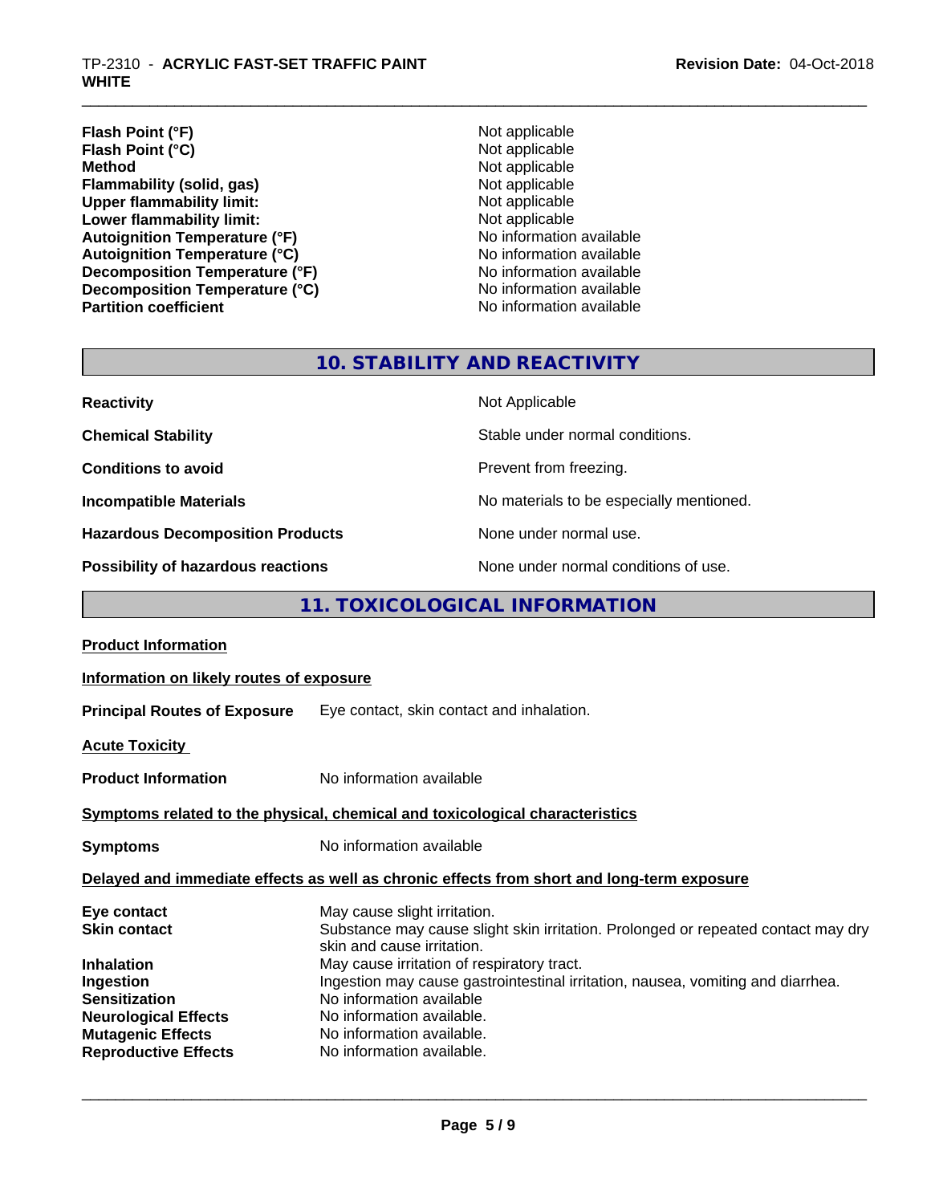| | |
|---|---|
| **Flash Point (°F)** | Not applicable |
| **Flash Point (°C)** | Not applicable |
| **Method** | Not applicable |
| **Flammability (solid, gas)** | Not applicable |
| **Upper flammability limit:** | Not applicable |
| **Lower flammability limit:** | Not applicable |
| **Autoignition Temperature (°F)** | No information available |
| **Autoignition Temperature (°C)** | No information available |
| **Decomposition Temperature (°F)** | No information available |
| **Decomposition Temperature (°C)** | No information available |
| **Partition coefficient** | No information available |

## 10. STABILITY AND REACTIVITY

| | |
|---|---|
| **Reactivity** | Not Applicable |
| **Chemical Stability** | Stable under normal conditions. |
| **Conditions to avoid** | Prevent from freezing. |
| **Incompatible Materials** | No materials to be especially mentioned. |
| **Hazardous Decomposition Products** | None under normal use. |
| **Possibility of hazardous reactions** | None under normal conditions of use. |

## 11. TOXICOLOGICAL INFORMATION

**Product Information**

**Information on likely routes of exposure**

**Principal Routes of Exposure** Eye contact, skin contact and inhalation.

**Acute Toxicity**

**Product Information** No information available

**Symptoms related to the physical, chemical and toxicological characteristics**

**Symptoms** No information available

**Delayed and immediate effects as well as chronic effects from short and long-term exposure**

| | |
|---|---|
| **Eye contact** | May cause slight irritation. |
| **Skin contact** | Substance may cause slight skin irritation. Prolonged or repeated contact may dry skin and cause irritation. |
| **Inhalation** | May cause irritation of respiratory tract. |
| **Ingestion** | Ingestion may cause gastrointestinal irritation, nausea, vomiting and diarrhea. |
| **Sensitization** | No information available |
| **Neurological Effects** | No information available. |
| **Mutagenic Effects** | No information available. |
| **Reproductive Effects** | No information available. |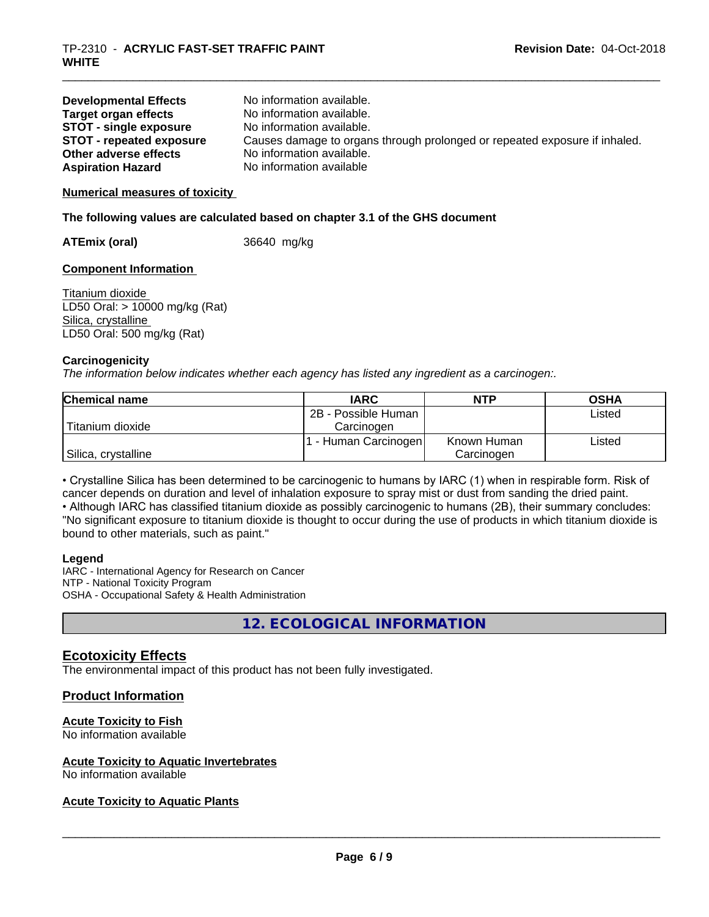| | |
|---|---|
| **Developmental Effects** | No information available. |
| **Target organ effects** | No information available. |
| **STOT - single exposure** | No information available. |
| **STOT - repeated exposure** | Causes damage to organs through prolonged or repeated exposure if inhaled. |
| **Other adverse effects** | No information available. |
| **Aspiration Hazard** | No information available |

**Numerical measures of toxicity**

**The following values are calculated based on chapter 3.1 of the GHS document**

**ATEmix (oral)** 36640 mg/kg

**Component Information**

Titanium dioxide
LD50 Oral: > 10000 mg/kg (Rat)
Silica, crystalline
LD50 Oral: 500 mg/kg (Rat)

**Carcinogenicity**

*The information below indicates whether each agency has listed any ingredient as a carcinogen:.*

| Chemical name | IARC | NTP | OSHA |
|---|---|---|---|
| Titanium dioxide | 2B - Possible Human Carcinogen | | Listed |
| Silica, crystalline | 1 - Human Carcinogen | Known Human Carcinogen | Listed |

• Crystalline Silica has been determined to be carcinogenic to humans by IARC (1) when in respirable form. Risk of cancer depends on duration and level of inhalation exposure to spray mist or dust from sanding the dried paint.
• Although IARC has classified titanium dioxide as possibly carcinogenic to humans (2B), their summary concludes: "No significant exposure to titanium dioxide is thought to occur during the use of products in which titanium dioxide is bound to other materials, such as paint."

**Legend**

IARC - International Agency for Research on Cancer
NTP - National Toxicity Program
OSHA - Occupational Safety & Health Administration

## 12. ECOLOGICAL INFORMATION

### Ecotoxicity Effects

The environmental impact of this product has not been fully investigated.

### Product Information

**Acute Toxicity to Fish**
No information available

**Acute Toxicity to Aquatic Invertebrates**
No information available

**Acute Toxicity to Aquatic Plants**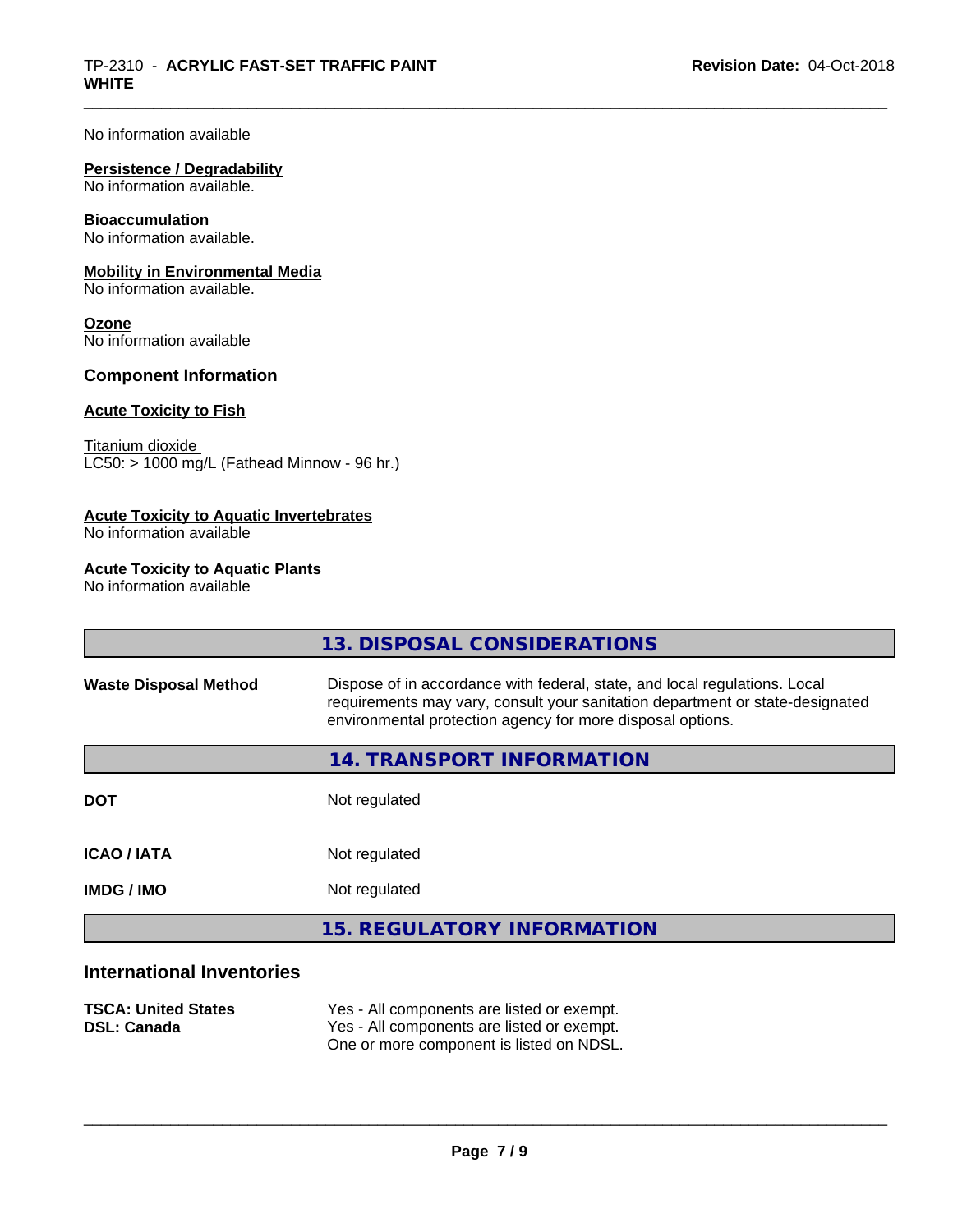No information available

**Persistence / Degradability**
No information available.

**Bioaccumulation**
No information available.

**Mobility in Environmental Media**
No information available.

**Ozone**
No information available

### Component Information

**Acute Toxicity to Fish**

Titanium dioxide
LC50: > 1000 mg/L (Fathead Minnow - 96 hr.)

**Acute Toxicity to Aquatic Invertebrates**
No information available

**Acute Toxicity to Aquatic Plants**
No information available

## 13. DISPOSAL CONSIDERATIONS

| | |
|---|---|
| **Waste Disposal Method** | Dispose of in accordance with federal, state, and local regulations. Local requirements may vary, consult your sanitation department or state-designated environmental protection agency for more disposal options. |

## 14. TRANSPORT INFORMATION

| | |
|---|---|
| **DOT** | Not regulated |
| **ICAO / IATA** | Not regulated |
| **IMDG / IMO** | Not regulated |

## 15. REGULATORY INFORMATION

### International Inventories

| | |
|---|---|
| **TSCA: United States** | Yes - All components are listed or exempt. |
| **DSL: Canada** | Yes - All components are listed or exempt. One or more component is listed on NDSL. |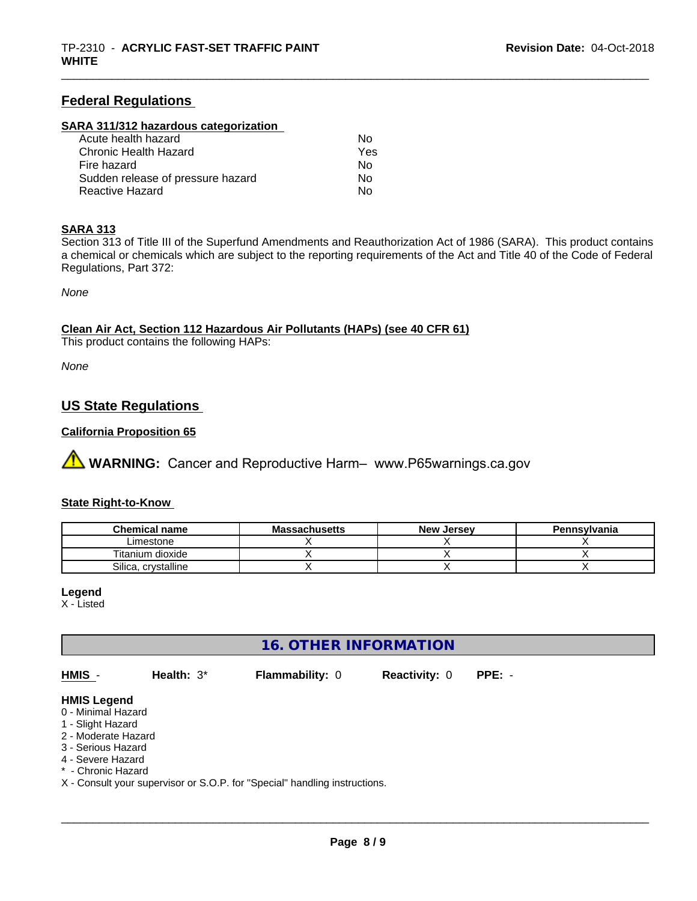## Federal Regulations

**SARA 311/312 hazardous categorization**

| | |
|---|---|
| Acute health hazard | No |
| Chronic Health Hazard | Yes |
| Fire hazard | No |
| Sudden release of pressure hazard | No |
| Reactive Hazard | No |

**SARA 313**

Section 313 of Title III of the Superfund Amendments and Reauthorization Act of 1986 (SARA). This product contains a chemical or chemicals which are subject to the reporting requirements of the Act and Title 40 of the Code of Federal Regulations, Part 372:

*None*

**Clean Air Act, Section 112 Hazardous Air Pollutants (HAPs) (see 40 CFR 61)**

This product contains the following HAPs:

*None*

## US State Regulations

**California Proposition 65**

⚠ **WARNING:** Cancer and Reproductive Harm– www.P65warnings.ca.gov

**State Right-to-Know**

| Chemical name | Massachusetts | New Jersey | Pennsylvania |
|---|---|---|---|
| Limestone | X | X | X |
| Titanium dioxide | X | X | X |
| Silica, crystalline | X | X | X |

**Legend**

X - Listed

## 16. OTHER INFORMATION

**HMIS** - **Health:** 3* **Flammability:** 0 **Reactivity:** 0 **PPE:** -

**HMIS Legend**

0 - Minimal Hazard
1 - Slight Hazard
2 - Moderate Hazard
3 - Serious Hazard
4 - Severe Hazard
* - Chronic Hazard
X - Consult your supervisor or S.O.P. for "Special" handling instructions.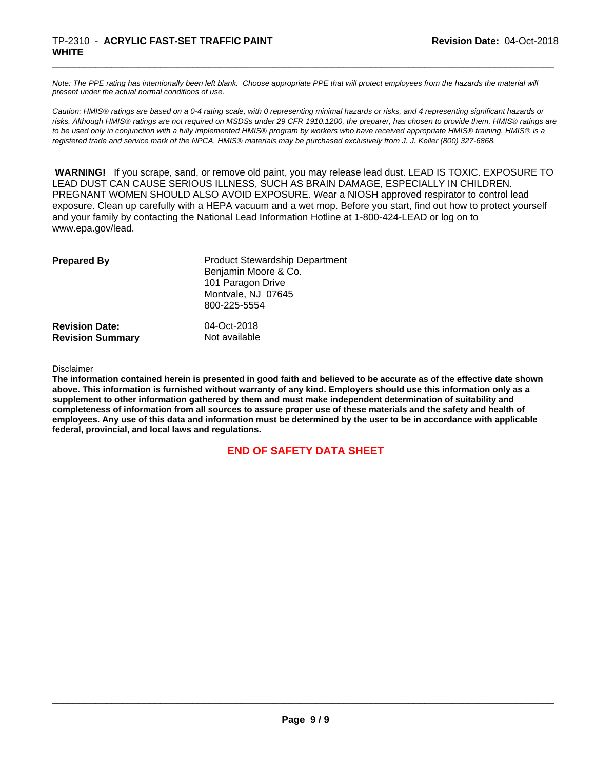*Note: The PPE rating has intentionally been left blank. Choose appropriate PPE that will protect employees from the hazards the material will present under the actual normal conditions of use.*

*Caution: HMIS® ratings are based on a 0-4 rating scale, with 0 representing minimal hazards or risks, and 4 representing significant hazards or risks. Although HMIS® ratings are not required on MSDSs under 29 CFR 1910.1200, the preparer, has chosen to provide them. HMIS® ratings are to be used only in conjunction with a fully implemented HMIS® program by workers who have received appropriate HMIS® training. HMIS® is a registered trade and service mark of the NPCA. HMIS® materials may be purchased exclusively from J. J. Keller (800) 327-6868.*

**WARNING!** If you scrape, sand, or remove old paint, you may release lead dust. LEAD IS TOXIC. EXPOSURE TO LEAD DUST CAN CAUSE SERIOUS ILLNESS, SUCH AS BRAIN DAMAGE, ESPECIALLY IN CHILDREN. PREGNANT WOMEN SHOULD ALSO AVOID EXPOSURE. Wear a NIOSH approved respirator to control lead exposure. Clean up carefully with a HEPA vacuum and a wet mop. Before you start, find out how to protect yourself and your family by contacting the National Lead Information Hotline at 1-800-424-LEAD or log on to www.epa.gov/lead.

| | |
|---|---|
| **Prepared By** | Product Stewardship Department<br>Benjamin Moore & Co.<br>101 Paragon Drive<br>Montvale, NJ 07645<br>800-225-5554 |
| **Revision Date:** | 04-Oct-2018 |
| **Revision Summary** | Not available |

Disclaimer

**The information contained herein is presented in good faith and believed to be accurate as of the effective date shown above. This information is furnished without warranty of any kind. Employers should use this information only as a supplement to other information gathered by them and must make independent determination of suitability and completeness of information from all sources to assure proper use of these materials and the safety and health of employees. Any use of this data and information must be determined by the user to be in accordance with applicable federal, provincial, and local laws and regulations.**

**END OF SAFETY DATA SHEET**